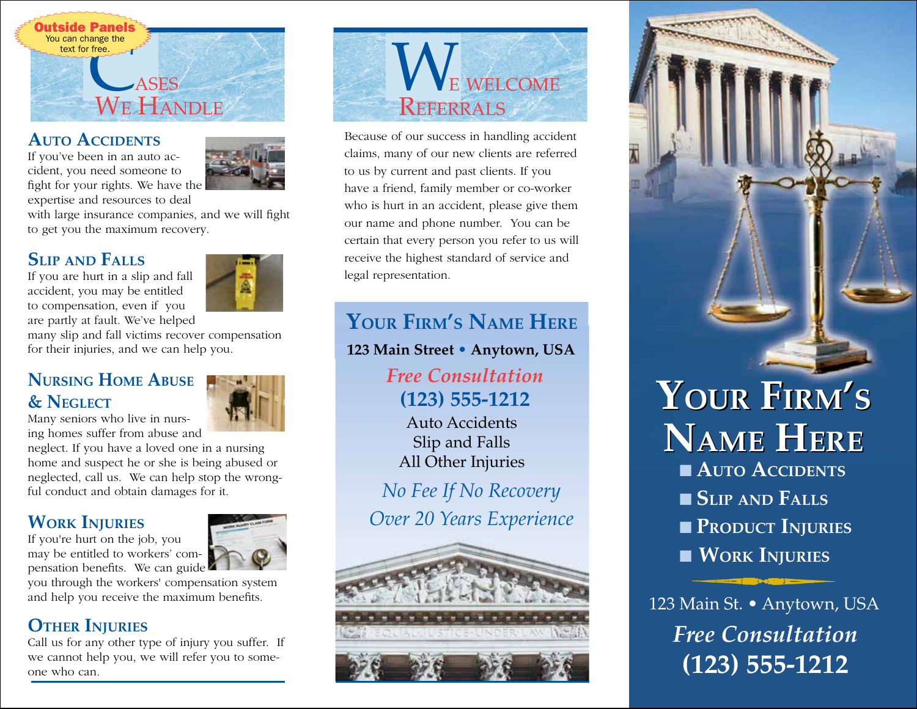**Outside Panels**
You can change the text for free.

# Cases We Handle

## Auto Accidents

If you've been in an auto accident, you need someone to fight for your rights. We have the expertise and resources to deal with large insurance companies, and we will fight to get you the maximum recovery.

## Slip and Falls

If you are hurt in a slip and fall accident, you may be entitled to compensation, even if you are partly at fault. We've helped many slip and fall victims recover compensation for their injuries, and we can help you.

## Nursing Home Abuse & Neglect

Many seniors who live in nursing homes suffer from abuse and neglect. If you have a loved one in a nursing home and suspect he or she is being abused or neglected, call us. We can help stop the wrongful conduct and obtain damages for it.

## Work Injuries

If you're hurt on the job, you may be entitled to workers' compensation benefits. We can guide you through the workers' compensation system and help you receive the maximum benefits.

## Other Injuries

Call us for any other type of injury you suffer. If we cannot help you, we will refer you to someone who can.

# We Welcome Referrals

Because of our success in handling accident claims, many of our new clients are referred to us by current and past clients. If you have a friend, family member or co-worker who is hurt in an accident, please give them our name and phone number. You can be certain that every person you refer to us will receive the highest standard of service and legal representation.

## Your Firm's Name Here

**123 Main Street • Anytown, USA**

*Free Consultation*

**(123) 555-1212**

Auto Accidents
Slip and Falls
All Other Injuries

*No Fee If No Recovery*

*Over 20 Years Experience*

# Your Firm's Name Here

- Auto Accidents
- Slip and Falls
- Product Injuries
- Work Injuries

123 Main St. • Anytown, USA

*Free Consultation*

**(123) 555-1212**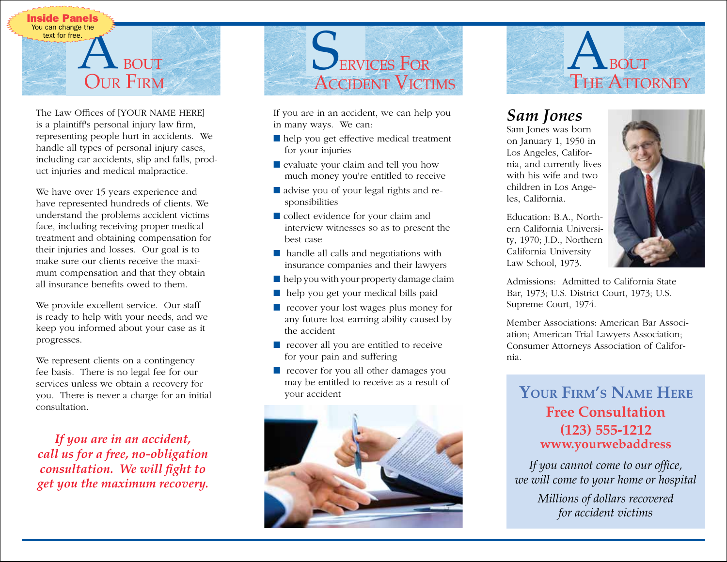**Inside Panels**
You can change the text for free.

## About Our Firm

The Law Offices of [YOUR NAME HERE] is a plaintiff's personal injury law firm, representing people hurt in accidents. We handle all types of personal injury cases, including car accidents, slip and falls, product injuries and medical malpractice.

We have over 15 years experience and have represented hundreds of clients. We understand the problems accident victims face, including receiving proper medical treatment and obtaining compensation for their injuries and losses. Our goal is to make sure our clients receive the maximum compensation and that they obtain all insurance benefits owed to them.

We provide excellent service. Our staff is ready to help with your needs, and we keep you informed about your case as it progresses.

We represent clients on a contingency fee basis. There is no legal fee for our services unless we obtain a recovery for you. There is never a charge for an initial consultation.

*If you are in an accident, call us for a free, no-obligation consultation. We will fight to get you the maximum recovery.*

## Services For Accident Victims

If you are in an accident, we can help you in many ways. We can:

- help you get effective medical treatment for your injuries
- evaluate your claim and tell you how much money you're entitled to receive
- advise you of your legal rights and responsibilities
- collect evidence for your claim and interview witnesses so as to present the best case
- handle all calls and negotiations with insurance companies and their lawyers
- help you with your property damage claim
- help you get your medical bills paid
- recover your lost wages plus money for any future lost earning ability caused by the accident
- recover all you are entitled to receive for your pain and suffering
- recover for you all other damages you may be entitled to receive as a result of your accident

## About The Attorney

### *Sam Jones*

Sam Jones was born on January 1, 1950 in Los Angeles, California, and currently lives with his wife and two children in Los Angeles, California.

Education: B.A., Northern California University, 1970; J.D., Northern California University Law School, 1973.

Admissions: Admitted to California State Bar, 1973; U.S. District Court, 1973; U.S. Supreme Court, 1974.

Member Associations: American Bar Association; American Trial Lawyers Association; Consumer Attorneys Association of California.

**Your Firm's Name Here**
**Free Consultation**
**(123) 555-1212**
**www.yourwebaddress**

*If you cannot come to our office, we will come to your home or hospital*

*Millions of dollars recovered for accident victims*